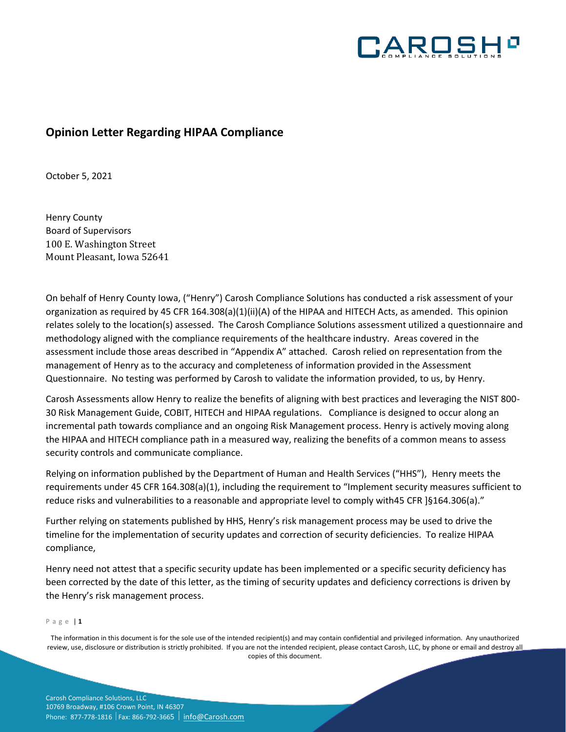# Opinion Letter Regarding HIPAA Compliance

October 5, 2021

Henry County
Board of Supervisors
100 E. Washington Street
Mount Pleasant, Iowa 52641

On behalf of Henry County Iowa, ("Henry") Carosh Compliance Solutions has conducted a risk assessment of your organization as required by 45 CFR 164.308(a)(1)(ii)(A) of the HIPAA and HITECH Acts, as amended. This opinion relates solely to the location(s) assessed. The Carosh Compliance Solutions assessment utilized a questionnaire and methodology aligned with the compliance requirements of the healthcare industry. Areas covered in the assessment include those areas described in "Appendix A" attached. Carosh relied on representation from the management of Henry as to the accuracy and completeness of information provided in the Assessment Questionnaire. No testing was performed by Carosh to validate the information provided, to us, by Henry.

Carosh Assessments allow Henry to realize the benefits of aligning with best practices and leveraging the NIST 800-30 Risk Management Guide, COBIT, HITECH and HIPAA regulations. Compliance is designed to occur along an incremental path towards compliance and an ongoing Risk Management process. Henry is actively moving along the HIPAA and HITECH compliance path in a measured way, realizing the benefits of a common means to assess security controls and communicate compliance.

Relying on information published by the Department of Human and Health Services ("HHS"), Henry meets the requirements under 45 CFR 164.308(a)(1), including the requirement to "Implement security measures sufficient to reduce risks and vulnerabilities to a reasonable and appropriate level to comply with45 CFR ]§164.306(a)."

Further relying on statements published by HHS, Henry's risk management process may be used to drive the timeline for the implementation of security updates and correction of security deficiencies. To realize HIPAA compliance,

Henry need not attest that a specific security update has been implemented or a specific security deficiency has been corrected by the date of this letter, as the timing of security updates and deficiency corrections is driven by the Henry's risk management process.

The information in this document is for the sole use of the intended recipient(s) and may contain confidential and privileged information. Any unauthorized review, use, disclosure or distribution is strictly prohibited. If you are not the intended recipient, please contact Carosh, LLC, by phone or email and destroy all copies of this document.

Carosh Compliance Solutions, LLC
10769 Broadway, #106 Crown Point, IN 46307
Phone: 877-778-1816 | Fax: 866-792-3665 | info@Carosh.com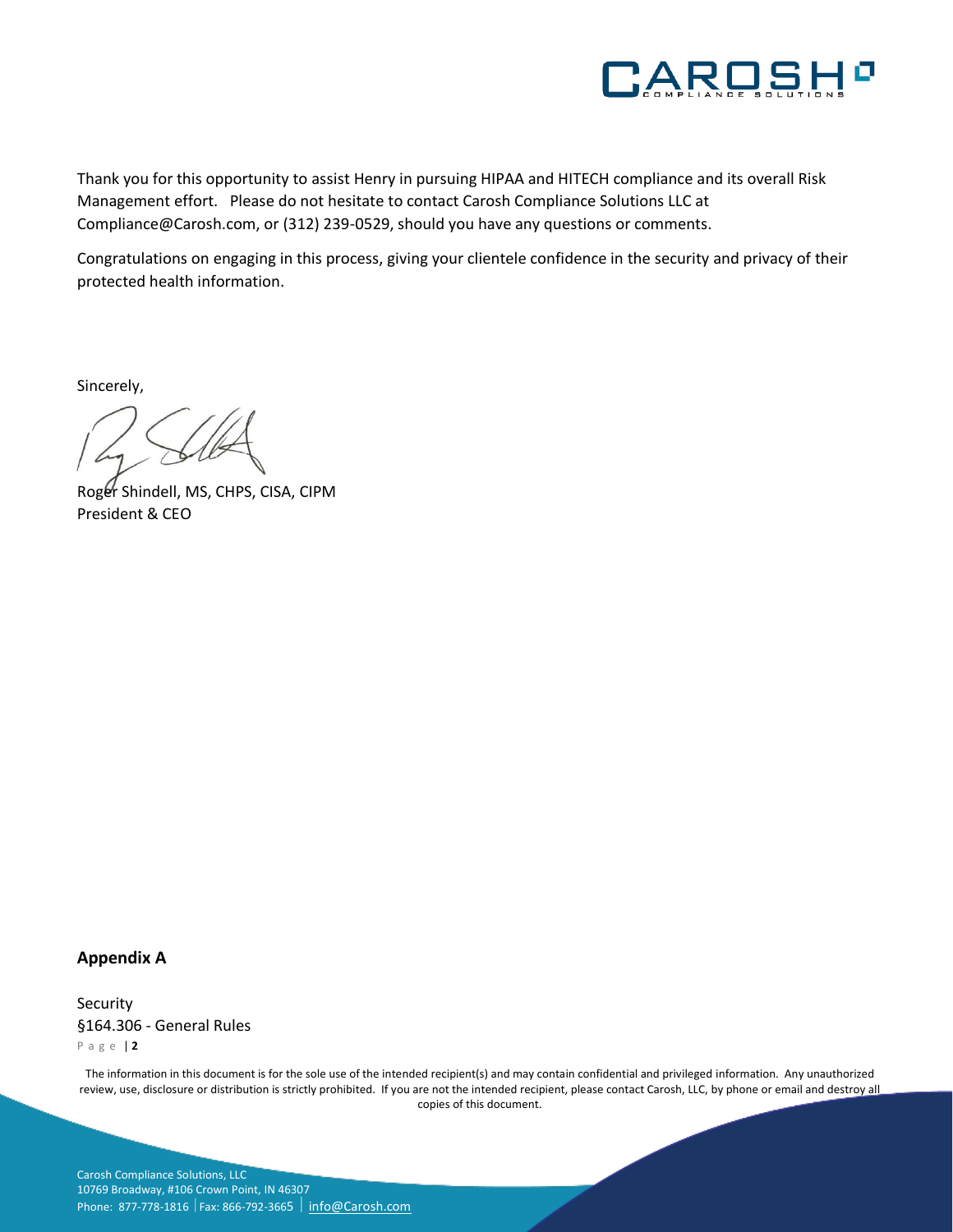Thank you for this opportunity to assist Henry in pursuing HIPAA and HITECH compliance and its overall Risk Management effort. Please do not hesitate to contact Carosh Compliance Solutions LLC at Compliance@Carosh.com, or (312) 239-0529, should you have any questions or comments.

Congratulations on engaging in this process, giving your clientele confidence in the security and privacy of their protected health information.

Sincerely,

Roger Shindell, MS, CHPS, CISA, CIPM
President & CEO

## Appendix A

Security
§164.306 - General Rules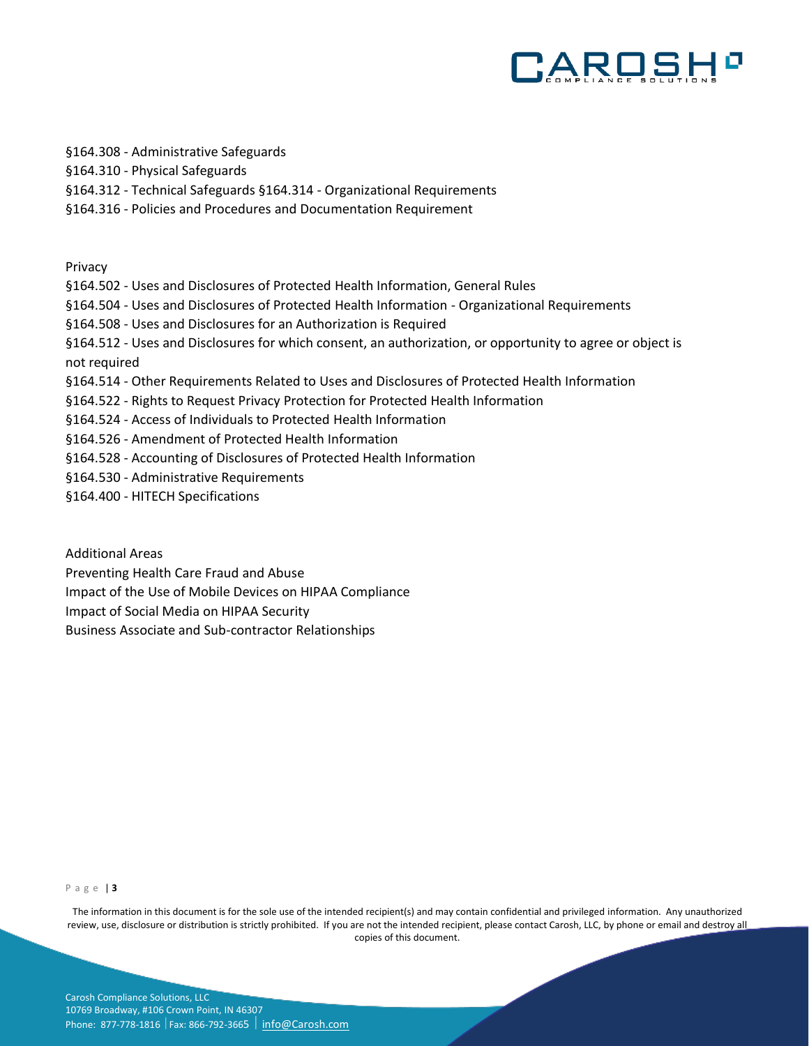§164.308 - Administrative Safeguards

§164.310 - Physical Safeguards

§164.312 - Technical Safeguards §164.314 - Organizational Requirements

§164.316 - Policies and Procedures and Documentation Requirement

Privacy

§164.502 - Uses and Disclosures of Protected Health Information, General Rules

§164.504 - Uses and Disclosures of Protected Health Information - Organizational Requirements

§164.508 - Uses and Disclosures for an Authorization is Required

§164.512 - Uses and Disclosures for which consent, an authorization, or opportunity to agree or object is not required

§164.514 - Other Requirements Related to Uses and Disclosures of Protected Health Information

§164.522 - Rights to Request Privacy Protection for Protected Health Information

§164.524 - Access of Individuals to Protected Health Information

§164.526 - Amendment of Protected Health Information

§164.528 - Accounting of Disclosures of Protected Health Information

§164.530 - Administrative Requirements

§164.400 - HITECH Specifications

Additional Areas

Preventing Health Care Fraud and Abuse

Impact of the Use of Mobile Devices on HIPAA Compliance

Impact of Social Media on HIPAA Security

Business Associate and Sub-contractor Relationships